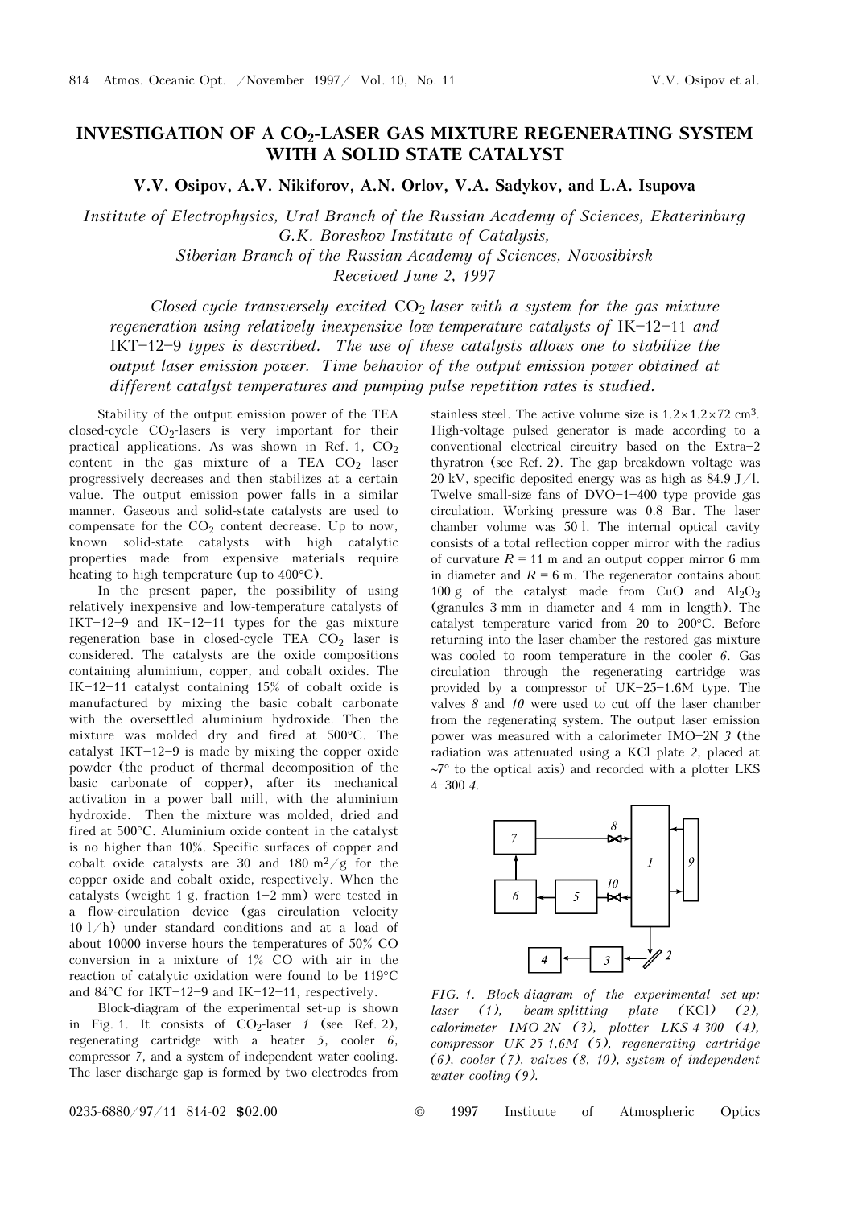# INVESTIGATION OF A $CO_2$-LASER GAS MIXTURE REGENERATING SYSTEM WITH A SOLID STATE CATALYST

**V.V. Osipov, A.V. Nikiforov, A.N. Orlov, V.A. Sadykov, and L.A. Isupova**

*Institute of Electrophysics, Ural Branch of the Russian Academy of Sciences, Ekaterinburg*
*G.K. Boreskov Institute of Catalysis,*
*Siberian Branch of the Russian Academy of Sciences, Novosibirsk*
*Received June 2, 1997*

*Closed-cycle transversely excited $CO_2$-laser with a system for the gas mixture regeneration using relatively inexpensive low-temperature catalysts of IK–12–11 and IKT–12–9 types is described. The use of these catalysts allows one to stabilize the output laser emission power. Time behavior of the output emission power obtained at different catalyst temperatures and pumping pulse repetition rates is studied.*

Stability of the output emission power of the TEA closed-cycle $CO_2$-lasers is very important for their practical applications. As was shown in Ref. 1, $CO_2$ content in the gas mixture of a TEA $CO_2$ laser progressively decreases and then stabilizes at a certain value. The output emission power falls in a similar manner. Gaseous and solid-state catalysts are used to compensate for the $CO_2$ content decrease. Up to now, known solid-state catalysts with high catalytic properties made from expensive materials require heating to high temperature (up to 400°C).

In the present paper, the possibility of using relatively inexpensive and low-temperature catalysts of IKT–12–9 and IK–12–11 types for the gas mixture regeneration base in closed-cycle TEA $CO_2$ laser is considered. The catalysts are the oxide compositions containing aluminium, copper, and cobalt oxides. The IK–12–11 catalyst containing 15% of cobalt oxide is manufactured by mixing the basic cobalt carbonate with the oversettled aluminium hydroxide. Then the mixture was molded dry and fired at 500°C. The catalyst IKT–12–9 is made by mixing the copper oxide powder (the product of thermal decomposition of the basic carbonate of copper), after its mechanical activation in a power ball mill, with the aluminium hydroxide. Then the mixture was molded, dried and fired at 500°C. Aluminium oxide content in the catalyst is no higher than 10%. Specific surfaces of copper and cobalt oxide catalysts are 30 and 180 $m^2/g$ for the copper oxide and cobalt oxide, respectively. When the catalysts (weight 1 g, fraction 1–2 mm) were tested in a flow-circulation device (gas circulation velocity 10 l/h) under standard conditions and at a load of about 10000 inverse hours the temperatures of 50% CO conversion in a mixture of 1% CO with air in the reaction of catalytic oxidation were found to be 119°C and 84°C for IKT–12–9 and IK–12–11, respectively.

Block-diagram of the experimental set-up is shown in Fig. 1. It consists of $CO_2$-laser *1* (see Ref. 2), regenerating cartridge with a heater *5*, cooler *6*, compressor *7*, and a system of independent water cooling. The laser discharge gap is formed by two electrodes from stainless steel. The active volume size is $1.2\times1.2\times72$ $cm^3$. High-voltage pulsed generator is made according to a conventional electrical circuitry based on the Extra–2 thyratron (see Ref. 2). The gap breakdown voltage was 20 kV, specific deposited energy was as high as 84.9 J/l. Twelve small-size fans of DVO–1–400 type provide gas circulation. Working pressure was 0.8 Bar. The laser chamber volume was 50 l. The internal optical cavity consists of a total reflection copper mirror with the radius of curvature $R = 11$ m and an output copper mirror 6 mm in diameter and $R = 6$ m. The regenerator contains about 100 g of the catalyst made from CuO and $Al_2O_3$ (granules 3 mm in diameter and 4 mm in length). The catalyst temperature varied from 20 to 200°C. Before returning into the laser chamber the restored gas mixture was cooled to room temperature in the cooler *6*. Gas circulation through the regenerating cartridge was provided by a compressor of UK–25–1.6M type. The valves *8* and *10* were used to cut off the laser chamber from the regenerating system. The output laser emission power was measured with a calorimeter IMO–2N *3* (the radiation was attenuated using a KCl plate *2*, placed at ~7° to the optical axis) and recorded with a plotter LKS 4–300 *4*.

*FIG. 1. Block-diagram of the experimental set-up: laser (1), beam-splitting plate (KCl) (2), calorimeter IMO-2N (3), plotter LKS-4-300 (4), compressor UK-25-1,6M (5), regenerating cartridge (6), cooler (7), valves (8, 10), system of independent water cooling (9).*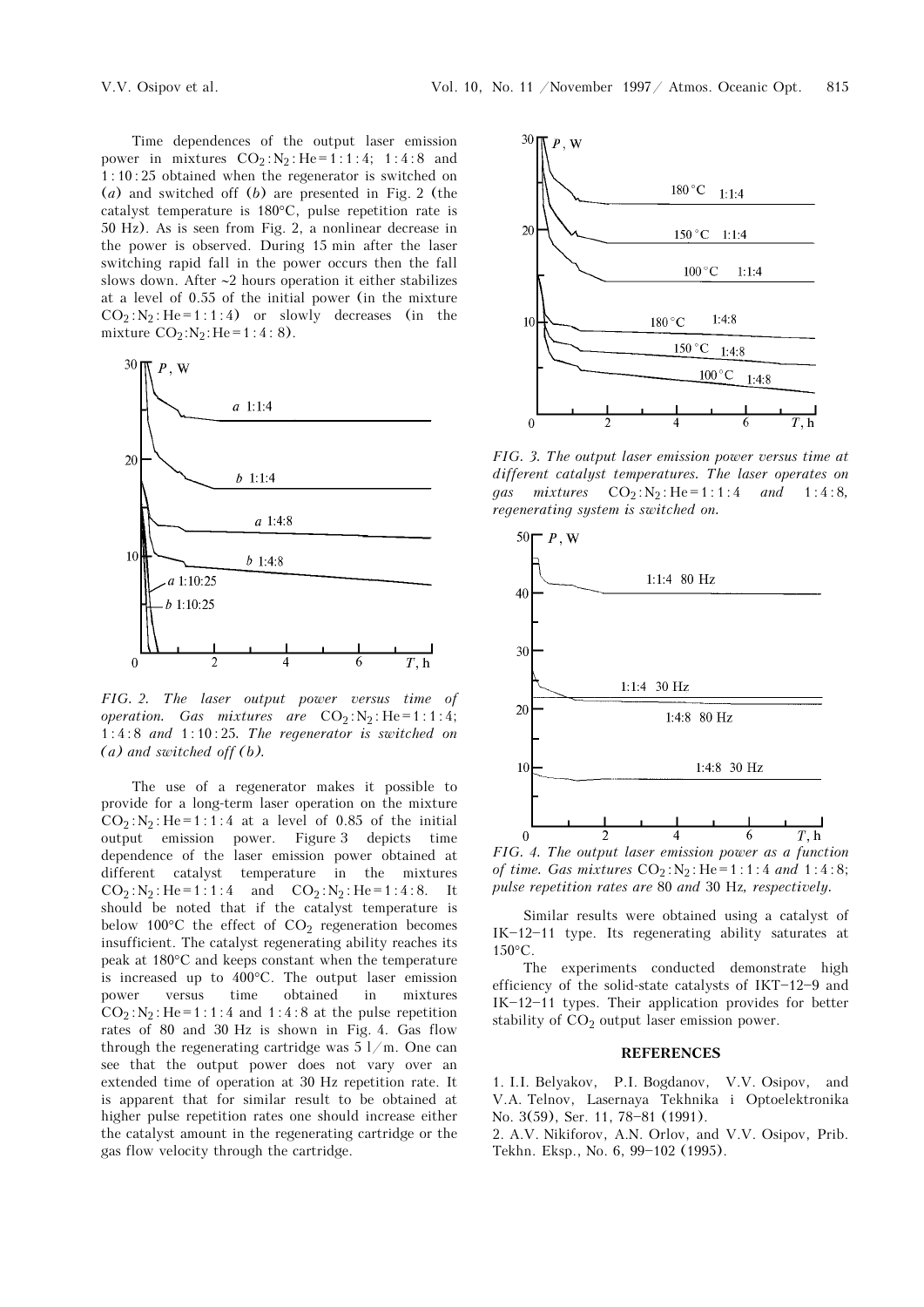Time dependences of the output laser emission power in mixtures $CO_2:N_2:He = 1:1:4$; $1:4:8$ and $1:10:25$ obtained when the regenerator is switched on (*a*) and switched off (*b*) are presented in Fig. 2 (the catalyst temperature is 180°C, pulse repetition rate is 50 Hz). As is seen from Fig. 2, a nonlinear decrease in the power is observed. During 15 min after the laser switching rapid fall in the power occurs then the fall slows down. After ~2 hours operation it either stabilizes at a level of 0.55 of the initial power (in the mixture $CO_2:N_2:He = 1:1:4$) or slowly decreases (in the mixture $CO_2:N_2:He = 1:4:8$).

30
$P$, W
*a* 1:1:4
20
*b* 1:1:4
*a* 1:4:8
10
*b* 1:4:8
*a* 1:10:25
*b* 1:10:25
0
2
4
6
$T$, h

*FIG. 2. The laser output power versus time of operation. Gas mixtures are $CO_2:N_2:He = 1:1:4$; $1:4:8$ and $1:10:25$. The regenerator is switched on (a) and switched off (b).*

The use of a regenerator makes it possible to provide for a long-term laser operation on the mixture $CO_2:N_2:He = 1:1:4$ at a level of 0.85 of the initial output emission power. Figure 3 depicts time dependence of the laser emission power obtained at different catalyst temperature in the mixtures $CO_2:N_2:He = 1:1:4$ and $CO_2:N_2:He = 1:4:8$. It should be noted that if the catalyst temperature is below 100°C the effect of $CO_2$ regeneration becomes insufficient. The catalyst regenerating ability reaches its peak at 180°C and keeps constant when the temperature is increased up to 400°C. The output laser emission power versus time obtained in mixtures $CO_2:N_2:He = 1:1:4$ and $1:4:8$ at the pulse repetition rates of 80 and 30 Hz is shown in Fig. 4. Gas flow through the regenerating cartridge was 5 l/m. One can see that the output power does not vary over an extended time of operation at 30 Hz repetition rate. It is apparent that for similar result to be obtained at higher pulse repetition rates one should increase either the catalyst amount in the regenerating cartridge or the gas flow velocity through the cartridge.

30
$P$, W
180 °C 1:1:4
20
150 °C 1:1:4
100 °C 1:1:4
10
180 °C 1:4:8
150 °C 1:4:8
100 °C 1:4:8
0
2
4
6
$T$, h

*FIG. 3. The output laser emission power versus time at different catalyst temperatures. The laser operates on gas mixtures $CO_2:N_2:He = 1:1:4$ and $1:4:8$, regenerating system is switched on.*

50
$P$, W
1:1:4 80 Hz
40
30
1:1:4 30 Hz
20
1:4:8 80 Hz
10
1:4:8 30 Hz
0
2
4
6
$T$, h

*FIG. 4. The output laser emission power as a function of time. Gas mixtures $CO_2:N_2:He = 1:1:4$ and $1:4:8$; pulse repetition rates are 80 and 30 Hz, respectively.*

Similar results were obtained using a catalyst of IK–12–11 type. Its regenerating ability saturates at 150°C.

The experiments conducted demonstrate high efficiency of the solid-state catalysts of IKT–12–9 and IK–12–11 types. Their application provides for better stability of $CO_2$ output laser emission power.

## REFERENCES

1. I.I. Belyakov, P.I. Bogdanov, V.V. Osipov, and V.A. Telnov, Lasernaya Tekhnika i Optoelektronika No. 3(59), Ser. 11, 78–81 (1991).
2. A.V. Nikiforov, A.N. Orlov, and V.V. Osipov, Prib. Tekhn. Eksp., No. 6, 99–102 (1995).